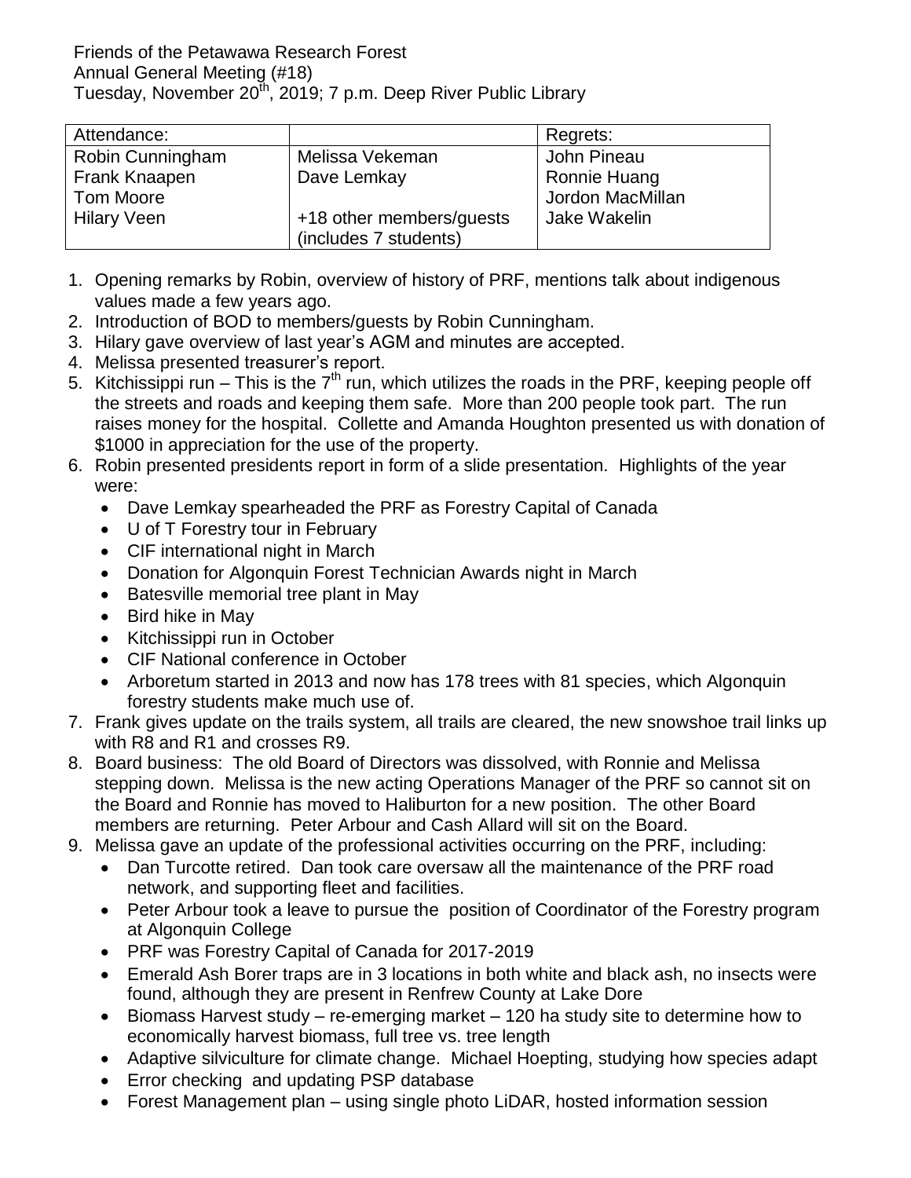Friends of the Petawawa Research Forest
Annual General Meeting (#18)
Tuesday, November 20th, 2019; 7 p.m. Deep River Public Library

| Attendance: | | Regrets: |
|---|---|---|
| Robin Cunningham<br>Frank Knaapen<br>Tom Moore<br>Hilary Veen | Melissa Vekeman<br>Dave Lemkay<br><br>+18 other members/guests (includes 7 students) | John Pineau<br>Ronnie Huang<br>Jordon MacMillan<br>Jake Wakelin |

1. Opening remarks by Robin, overview of history of PRF, mentions talk about indigenous values made a few years ago.
2. Introduction of BOD to members/guests by Robin Cunningham.
3. Hilary gave overview of last year's AGM and minutes are accepted.
4. Melissa presented treasurer's report.
5. Kitchissippi run – This is the 7th run, which utilizes the roads in the PRF, keeping people off the streets and roads and keeping them safe. More than 200 people took part. The run raises money for the hospital. Collette and Amanda Houghton presented us with donation of $1000 in appreciation for the use of the property.
6. Robin presented presidents report in form of a slide presentation. Highlights of the year were:
   - Dave Lemkay spearheaded the PRF as Forestry Capital of Canada
   - U of T Forestry tour in February
   - CIF international night in March
   - Donation for Algonquin Forest Technician Awards night in March
   - Batesville memorial tree plant in May
   - Bird hike in May
   - Kitchissippi run in October
   - CIF National conference in October
   - Arboretum started in 2013 and now has 178 trees with 81 species, which Algonquin forestry students make much use of.
7. Frank gives update on the trails system, all trails are cleared, the new snowshoe trail links up with R8 and R1 and crosses R9.
8. Board business: The old Board of Directors was dissolved, with Ronnie and Melissa stepping down. Melissa is the new acting Operations Manager of the PRF so cannot sit on the Board and Ronnie has moved to Haliburton for a new position. The other Board members are returning. Peter Arbour and Cash Allard will sit on the Board.
9. Melissa gave an update of the professional activities occurring on the PRF, including:
   - Dan Turcotte retired. Dan took care oversaw all the maintenance of the PRF road network, and supporting fleet and facilities.
   - Peter Arbour took a leave to pursue the position of Coordinator of the Forestry program at Algonquin College
   - PRF was Forestry Capital of Canada for 2017-2019
   - Emerald Ash Borer traps are in 3 locations in both white and black ash, no insects were found, although they are present in Renfrew County at Lake Dore
   - Biomass Harvest study – re-emerging market – 120 ha study site to determine how to economically harvest biomass, full tree vs. tree length
   - Adaptive silviculture for climate change. Michael Hoepting, studying how species adapt
   - Error checking and updating PSP database
   - Forest Management plan – using single photo LiDAR, hosted information session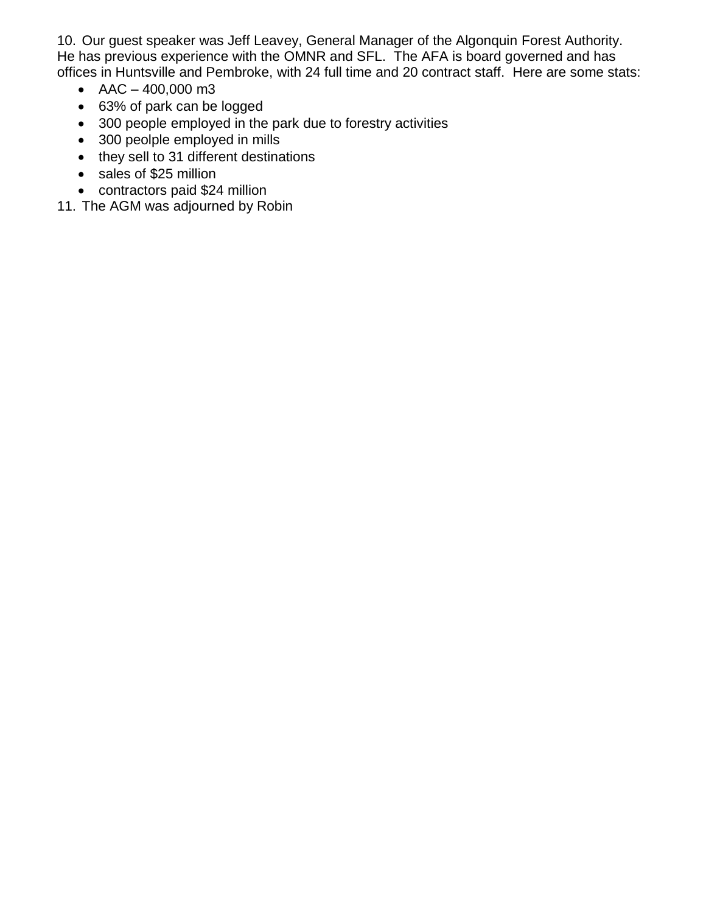10. Our guest speaker was Jeff Leavey, General Manager of the Algonquin Forest Authority. He has previous experience with the OMNR and SFL. The AFA is board governed and has offices in Huntsville and Pembroke, with 24 full time and 20 contract staff. Here are some stats:
    - AAC – 400,000 m3
    - 63% of park can be logged
    - 300 people employed in the park due to forestry activities
    - 300 peolple employed in mills
    - they sell to 31 different destinations
    - sales of $25 million
    - contractors paid $24 million
11. The AGM was adjourned by Robin